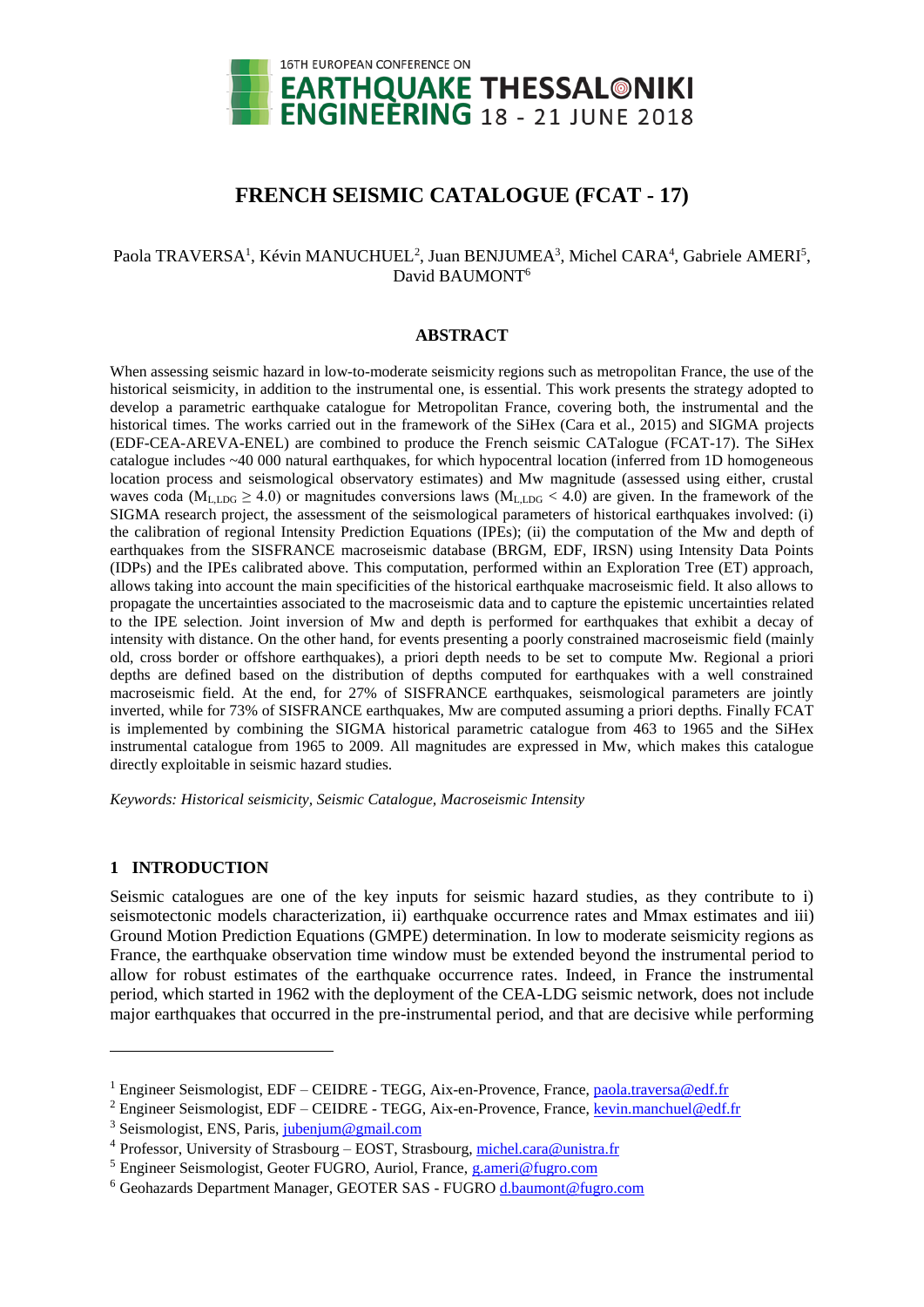# FRENCH SEISMIC CATALOGUE (FCAT - 17)

Paola TRAVERSA[1], Kévin MANUCHUEL[2], Juan BENJUMEA[3], Michel CARA[4], Gabriele AMERI[5], David BAUMONT[6]

## ABSTRACT

When assessing seismic hazard in low-to-moderate seismicity regions such as metropolitan France, the use of the historical seismicity, in addition to the instrumental one, is essential. This work presents the strategy adopted to develop a parametric earthquake catalogue for Metropolitan France, covering both, the instrumental and the historical times. The works carried out in the framework of the SiHex (Cara et al., 2015) and SIGMA projects (EDF-CEA-AREVA-ENEL) are combined to produce the French seismic CATalogue (FCAT-17). The SiHex catalogue includes ~40 000 natural earthquakes, for which hypocentral location (inferred from 1D homogeneous location process and seismological observatory estimates) and Mw magnitude (assessed using either, crustal waves coda ($M_{L,LDG} \geq 4.0$) or magnitudes conversions laws ($M_{L,LDG} < 4.0$) are given. In the framework of the SIGMA research project, the assessment of the seismological parameters of historical earthquakes involved: (i) the calibration of regional Intensity Prediction Equations (IPEs); (ii) the computation of the Mw and depth of earthquakes from the SISFRANCE macroseismic database (BRGM, EDF, IRSN) using Intensity Data Points (IDPs) and the IPEs calibrated above. This computation, performed within an Exploration Tree (ET) approach, allows taking into account the main specificities of the historical earthquake macroseismic field. It also allows to propagate the uncertainties associated to the macroseismic data and to capture the epistemic uncertainties related to the IPE selection. Joint inversion of Mw and depth is performed for earthquakes that exhibit a decay of intensity with distance. On the other hand, for events presenting a poorly constrained macroseismic field (mainly old, cross border or offshore earthquakes), a priori depth needs to be set to compute Mw. Regional a priori depths are defined based on the distribution of depths computed for earthquakes with a well constrained macroseismic field. At the end, for 27% of SISFRANCE earthquakes, seismological parameters are jointly inverted, while for 73% of SISFRANCE earthquakes, Mw are computed assuming a priori depths. Finally FCAT is implemented by combining the SIGMA historical parametric catalogue from 463 to 1965 and the SiHex instrumental catalogue from 1965 to 2009. All magnitudes are expressed in Mw, which makes this catalogue directly exploitable in seismic hazard studies.

*Keywords: Historical seismicity, Seismic Catalogue, Macroseismic Intensity*

## 1 INTRODUCTION

Seismic catalogues are one of the key inputs for seismic hazard studies, as they contribute to i) seismotectonic models characterization, ii) earthquake occurrence rates and Mmax estimates and iii) Ground Motion Prediction Equations (GMPE) determination. In low to moderate seismicity regions as France, the earthquake observation time window must be extended beyond the instrumental period to allow for robust estimates of the earthquake occurrence rates. Indeed, in France the instrumental period, which started in 1962 with the deployment of the CEA-LDG seismic network, does not include major earthquakes that occurred in the pre-instrumental period, and that are decisive while performing

---

[1] Engineer Seismologist, EDF – CEIDRE - TEGG, Aix-en-Provence, France, paola.traversa@edf.fr

[2] Engineer Seismologist, EDF – CEIDRE - TEGG, Aix-en-Provence, France, kevin.manchuel@edf.fr

[3] Seismologist, ENS, Paris, jubenjum@gmail.com

[4] Professor, University of Strasbourg – EOST, Strasbourg, michel.cara@unistra.fr

[5] Engineer Seismologist, Geoter FUGRO, Auriol, France, g.ameri@fugro.com

[6] Geohazards Department Manager, GEOTER SAS - FUGRO d.baumont@fugro.com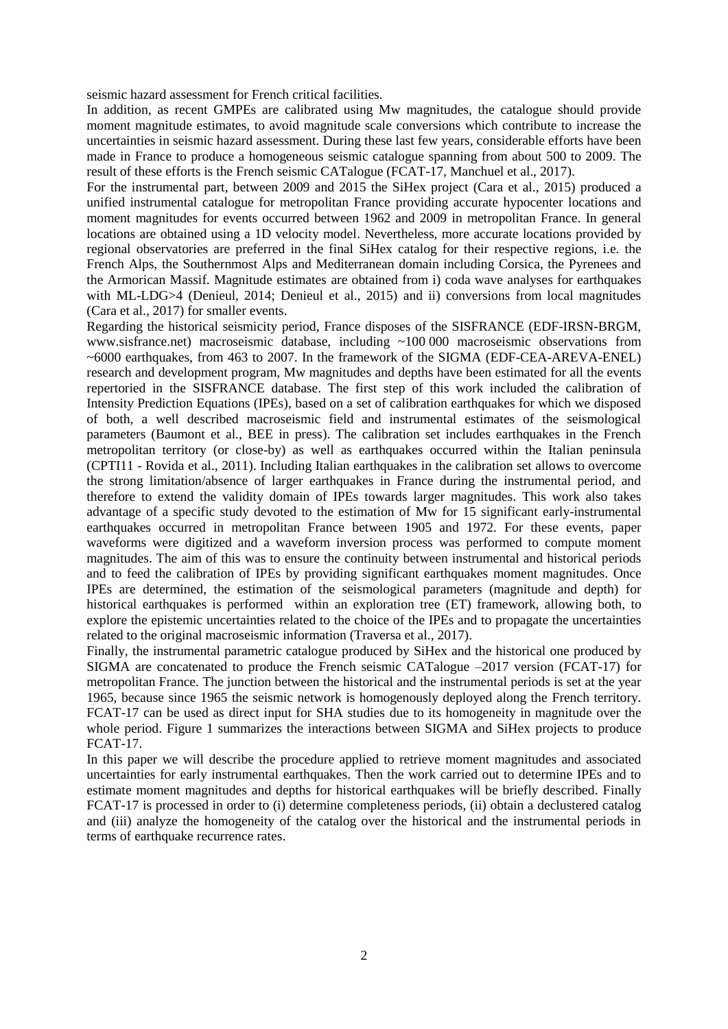seismic hazard assessment for French critical facilities.

In addition, as recent GMPEs are calibrated using Mw magnitudes, the catalogue should provide moment magnitude estimates, to avoid magnitude scale conversions which contribute to increase the uncertainties in seismic hazard assessment. During these last few years, considerable efforts have been made in France to produce a homogeneous seismic catalogue spanning from about 500 to 2009. The result of these efforts is the French seismic CATalogue (FCAT-17, Manchuel et al., 2017).

For the instrumental part, between 2009 and 2015 the SiHex project (Cara et al., 2015) produced a unified instrumental catalogue for metropolitan France providing accurate hypocenter locations and moment magnitudes for events occurred between 1962 and 2009 in metropolitan France. In general locations are obtained using a 1D velocity model. Nevertheless, more accurate locations provided by regional observatories are preferred in the final SiHex catalog for their respective regions, i.e. the French Alps, the Southernmost Alps and Mediterranean domain including Corsica, the Pyrenees and the Armorican Massif. Magnitude estimates are obtained from i) coda wave analyses for earthquakes with ML-LDG>4 (Denieul, 2014; Denieul et al., 2015) and ii) conversions from local magnitudes (Cara et al., 2017) for smaller events.

Regarding the historical seismicity period, France disposes of the SISFRANCE (EDF-IRSN-BRGM, www.sisfrance.net) macroseismic database, including ~100 000 macroseismic observations from ~6000 earthquakes, from 463 to 2007. In the framework of the SIGMA (EDF-CEA-AREVA-ENEL) research and development program, Mw magnitudes and depths have been estimated for all the events repertoried in the SISFRANCE database. The first step of this work included the calibration of Intensity Prediction Equations (IPEs), based on a set of calibration earthquakes for which we disposed of both, a well described macroseismic field and instrumental estimates of the seismological parameters (Baumont et al., BEE in press). The calibration set includes earthquakes in the French metropolitan territory (or close-by) as well as earthquakes occurred within the Italian peninsula (CPTI11 - Rovida et al., 2011). Including Italian earthquakes in the calibration set allows to overcome the strong limitation/absence of larger earthquakes in France during the instrumental period, and therefore to extend the validity domain of IPEs towards larger magnitudes. This work also takes advantage of a specific study devoted to the estimation of Mw for 15 significant early-instrumental earthquakes occurred in metropolitan France between 1905 and 1972. For these events, paper waveforms were digitized and a waveform inversion process was performed to compute moment magnitudes. The aim of this was to ensure the continuity between instrumental and historical periods and to feed the calibration of IPEs by providing significant earthquakes moment magnitudes. Once IPEs are determined, the estimation of the seismological parameters (magnitude and depth) for historical earthquakes is performed within an exploration tree (ET) framework, allowing both, to explore the epistemic uncertainties related to the choice of the IPEs and to propagate the uncertainties related to the original macroseismic information (Traversa et al., 2017).

Finally, the instrumental parametric catalogue produced by SiHex and the historical one produced by SIGMA are concatenated to produce the French seismic CATalogue –2017 version (FCAT-17) for metropolitan France. The junction between the historical and the instrumental periods is set at the year 1965, because since 1965 the seismic network is homogenously deployed along the French territory. FCAT-17 can be used as direct input for SHA studies due to its homogeneity in magnitude over the whole period. Figure 1 summarizes the interactions between SIGMA and SiHex projects to produce FCAT-17.

In this paper we will describe the procedure applied to retrieve moment magnitudes and associated uncertainties for early instrumental earthquakes. Then the work carried out to determine IPEs and to estimate moment magnitudes and depths for historical earthquakes will be briefly described. Finally FCAT-17 is processed in order to (i) determine completeness periods, (ii) obtain a declustered catalog and (iii) analyze the homogeneity of the catalog over the historical and the instrumental periods in terms of earthquake recurrence rates.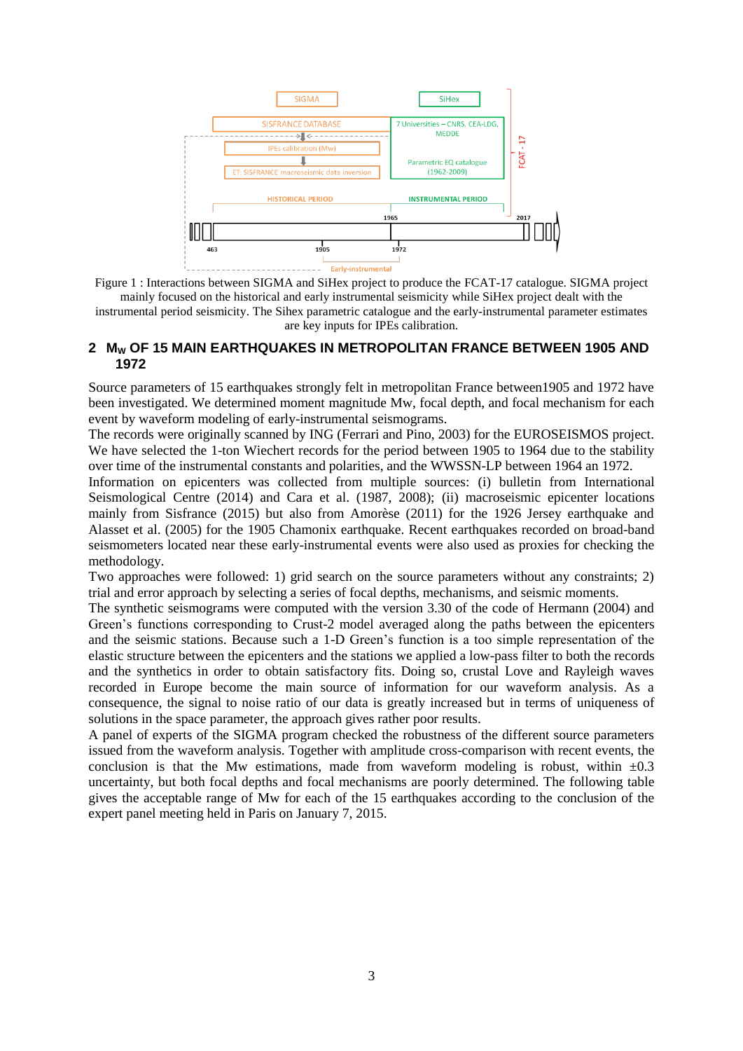Figure 1 : Interactions between SIGMA and SiHex project to produce the FCAT-17 catalogue. SIGMA project mainly focused on the historical and early instrumental seismicity while SiHex project dealt with the instrumental period seismicity. The Sihex parametric catalogue and the early-instrumental parameter estimates are key inputs for IPEs calibration.

## 2 $M_W$ OF 15 MAIN EARTHQUAKES IN METROPOLITAN FRANCE BETWEEN 1905 AND 1972

Source parameters of 15 earthquakes strongly felt in metropolitan France between1905 and 1972 have been investigated. We determined moment magnitude Mw, focal depth, and focal mechanism for each event by waveform modeling of early-instrumental seismograms.

The records were originally scanned by ING (Ferrari and Pino, 2003) for the EUROSEISMOS project. We have selected the 1-ton Wiechert records for the period between 1905 to 1964 due to the stability over time of the instrumental constants and polarities, and the WWSSN-LP between 1964 an 1972.

Information on epicenters was collected from multiple sources: (i) bulletin from International Seismological Centre (2014) and Cara et al. (1987, 2008); (ii) macroseismic epicenter locations mainly from Sisfrance (2015) but also from Amorèse (2011) for the 1926 Jersey earthquake and Alasset et al. (2005) for the 1905 Chamonix earthquake. Recent earthquakes recorded on broad-band seismometers located near these early-instrumental events were also used as proxies for checking the methodology.

Two approaches were followed: 1) grid search on the source parameters without any constraints; 2) trial and error approach by selecting a series of focal depths, mechanisms, and seismic moments.

The synthetic seismograms were computed with the version 3.30 of the code of Hermann (2004) and Green's functions corresponding to Crust-2 model averaged along the paths between the epicenters and the seismic stations. Because such a 1-D Green's function is a too simple representation of the elastic structure between the epicenters and the stations we applied a low-pass filter to both the records and the synthetics in order to obtain satisfactory fits. Doing so, crustal Love and Rayleigh waves recorded in Europe become the main source of information for our waveform analysis. As a consequence, the signal to noise ratio of our data is greatly increased but in terms of uniqueness of solutions in the space parameter, the approach gives rather poor results.

A panel of experts of the SIGMA program checked the robustness of the different source parameters issued from the waveform analysis. Together with amplitude cross-comparison with recent events, the conclusion is that the Mw estimations, made from waveform modeling is robust, within $\pm 0.3$ uncertainty, but both focal depths and focal mechanisms are poorly determined. The following table gives the acceptable range of Mw for each of the 15 earthquakes according to the conclusion of the expert panel meeting held in Paris on January 7, 2015.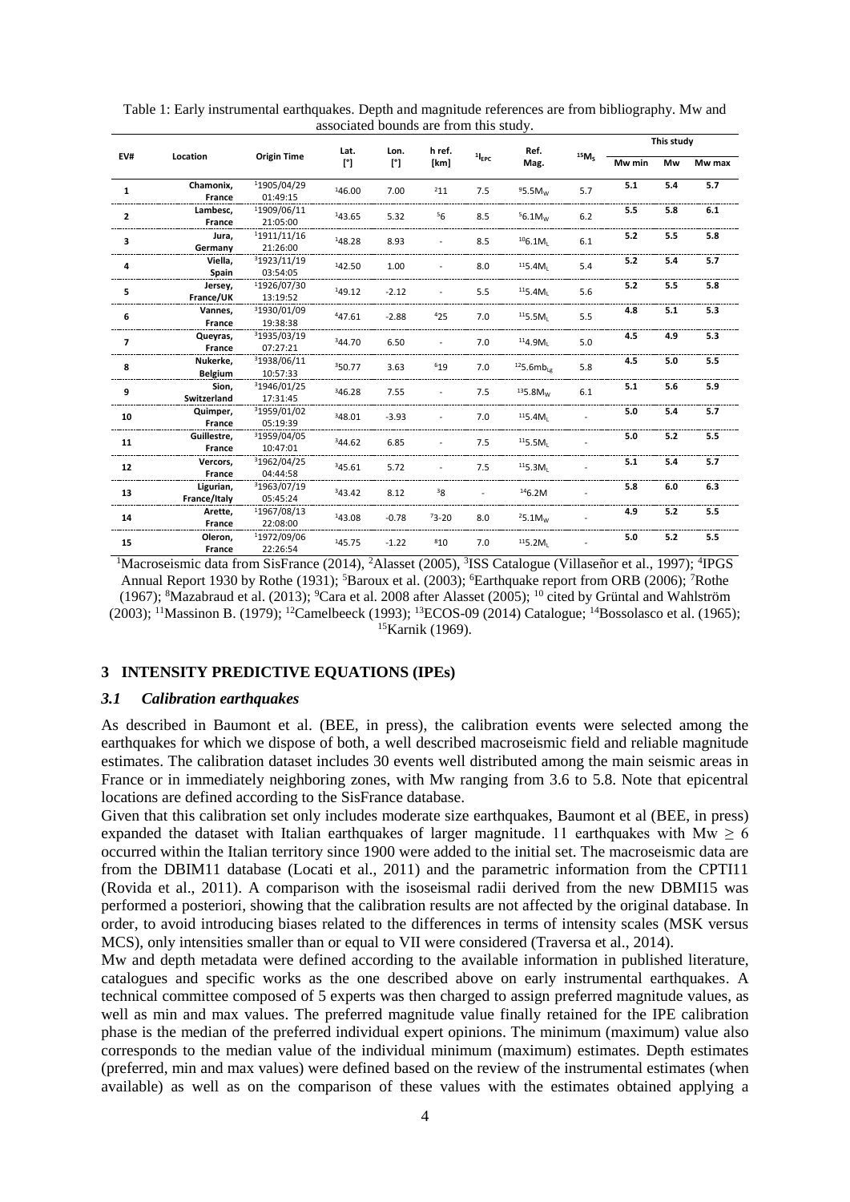Table 1: Early instrumental earthquakes. Depth and magnitude references are from bibliography. Mw and associated bounds are from this study.

| EV# | Location | Origin Time | Lat. [°] | Lon. [°] | h ref. [km] | [1]$I_{EPC}$ | Ref. Mag. | [15]$M_S$ | This study | | |
|---|---|---|---|---|---|---|---|---|---|---|---|
| | | | | | | | | | Mw min | Mw | Mw max |
| 1 | Chamonix, France | [1]1905/04/29 01:49:15 | [1]46.00 | 7.00 | [2]11 | 7.5 | [9]5.5$M_W$ | 5.7 | 5.1 | 5.4 | 5.7 |
| 2 | Lambesc, France | [1]1909/06/11 21:05:00 | [1]43.65 | 5.32 | [5]6 | 8.5 | [5]6.1$M_W$ | 6.2 | 5.5 | 5.8 | 6.1 |
| 3 | Jura, Germany | [1]1911/11/16 21:26:00 | [1]48.28 | 8.93 | - | 8.5 | [10]6.1$M_L$ | 6.1 | 5.2 | 5.5 | 5.8 |
| 4 | Viella, Spain | [3]1923/11/19 03:54:05 | [1]42.50 | 1.00 | - | 8.0 | [11]5.4$M_L$ | 5.4 | 5.2 | 5.4 | 5.7 |
| 5 | Jersey, France/UK | [1]1926/07/30 13:19:52 | [1]49.12 | -2.12 | - | 5.5 | [11]5.4$M_L$ | 5.6 | 5.2 | 5.5 | 5.8 |
| 6 | Vannes, France | [3]1930/01/09 19:38:38 | [4]47.61 | -2.88 | [4]25 | 7.0 | [11]5.5$M_L$ | 5.5 | 4.8 | 5.1 | 5.3 |
| 7 | Queyras, France | [3]1935/03/19 07:27:21 | [3]44.70 | 6.50 | - | 7.0 | [11]4.9$M_L$ | 5.0 | 4.5 | 4.9 | 5.3 |
| 8 | Nukerke, Belgium | [3]1938/06/11 10:57:33 | [3]50.77 | 3.63 | [6]19 | 7.0 | [12]5.6$mb_{Lg}$ | 5.8 | 4.5 | 5.0 | 5.5 |
| 9 | Sion, Switzerland | [3]1946/01/25 17:31:45 | [3]46.28 | 7.55 | - | 7.5 | [13]5.8$M_W$ | 6.1 | 5.1 | 5.6 | 5.9 |
| 10 | Quimper, France | [3]1959/01/02 05:19:39 | [3]48.01 | -3.93 | - | 7.0 | [11]5.4$M_L$ | - | 5.0 | 5.4 | 5.7 |
| 11 | Guillestre, France | [3]1959/04/05 10:47:01 | [3]44.62 | 6.85 | - | 7.5 | [11]5.5$M_L$ | - | 5.0 | 5.2 | 5.5 |
| 12 | Vercors, France | [3]1962/04/25 04:44:58 | [3]45.61 | 5.72 | - | 7.5 | [11]5.3$M_L$ | - | 5.1 | 5.4 | 5.7 |
| 13 | Ligurian, France/Italy | [3]1963/07/19 05:45:24 | [3]43.42 | 8.12 | [3]8 | - | [14]6.2M | - | 5.8 | 6.0 | 6.3 |
| 14 | Arette, France | [1]1967/08/13 22:08:00 | [1]43.08 | -0.78 | [7]3-20 | 8.0 | [2]5.1$M_W$ | - | 4.9 | 5.2 | 5.5 |
| 15 | Oleron, France | [1]1972/09/06 22:26:54 | [1]45.75 | -1.22 | [8]10 | 7.0 | [11]5.2$M_L$ | - | 5.0 | 5.2 | 5.5 |

[1]Macroseismic data from SisFrance (2014), [2]Alasset (2005), [3]ISS Catalogue (Villaseñor et al., 1997); [4]IPGS Annual Report 1930 by Rothe (1931); [5]Baroux et al. (2003); [6]Earthquake report from ORB (2006); [7]Rothe (1967); [8]Mazabraud et al. (2013); [9]Cara et al. 2008 after Alasset (2005); [10] cited by Grüntal and Wahlström (2003); [11]Massinon B. (1979); [12]Camelbeeck (1993); [13]ECOS-09 (2014) Catalogue; [14]Bossolasco et al. (1965); [15]Karnik (1969).

## 3 INTENSITY PREDICTIVE EQUATIONS (IPEs)

### *3.1 Calibration earthquakes*

As described in Baumont et al. (BEE, in press), the calibration events were selected among the earthquakes for which we dispose of both, a well described macroseismic field and reliable magnitude estimates. The calibration dataset includes 30 events well distributed among the main seismic areas in France or in immediately neighboring zones, with Mw ranging from 3.6 to 5.8. Note that epicentral locations are defined according to the SisFrance database.

Given that this calibration set only includes moderate size earthquakes, Baumont et al (BEE, in press) expanded the dataset with Italian earthquakes of larger magnitude. 11 earthquakes with Mw $\geq$ 6 occurred within the Italian territory since 1900 were added to the initial set. The macroseismic data are from the DBIM11 database (Locati et al., 2011) and the parametric information from the CPTI11 (Rovida et al., 2011). A comparison with the isoseismal radii derived from the new DBMI15 was performed a posteriori, showing that the calibration results are not affected by the original database. In order, to avoid introducing biases related to the differences in terms of intensity scales (MSK versus MCS), only intensities smaller than or equal to VII were considered (Traversa et al., 2014).

Mw and depth metadata were defined according to the available information in published literature, catalogues and specific works as the one described above on early instrumental earthquakes. A technical committee composed of 5 experts was then charged to assign preferred magnitude values, as well as min and max values. The preferred magnitude value finally retained for the IPE calibration phase is the median of the preferred individual expert opinions. The minimum (maximum) value also corresponds to the median value of the individual minimum (maximum) estimates. Depth estimates (preferred, min and max values) were defined based on the review of the instrumental estimates (when available) as well as on the comparison of these values with the estimates obtained applying a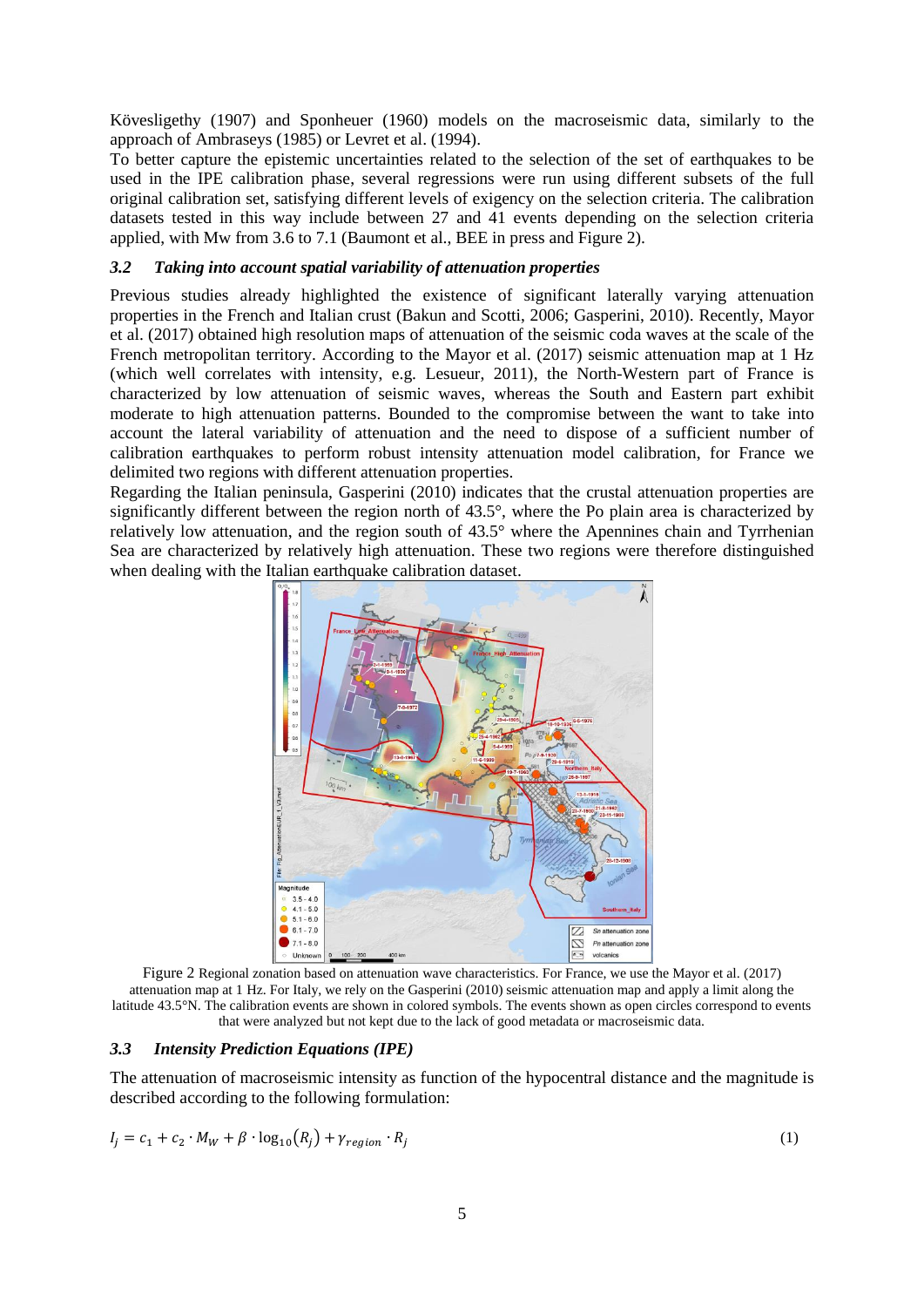Kövesligethy (1907) and Sponheuer (1960) models on the macroseismic data, similarly to the approach of Ambraseys (1985) or Levret et al. (1994).

To better capture the epistemic uncertainties related to the selection of the set of earthquakes to be used in the IPE calibration phase, several regressions were run using different subsets of the full original calibration set, satisfying different levels of exigency on the selection criteria. The calibration datasets tested in this way include between 27 and 41 events depending on the selection criteria applied, with Mw from 3.6 to 7.1 (Baumont et al., BEE in press and Figure 2).

### 3.2 *Taking into account spatial variability of attenuation properties*

Previous studies already highlighted the existence of significant laterally varying attenuation properties in the French and Italian crust (Bakun and Scotti, 2006; Gasperini, 2010). Recently, Mayor et al. (2017) obtained high resolution maps of attenuation of the seismic coda waves at the scale of the French metropolitan territory. According to the Mayor et al. (2017) seismic attenuation map at 1 Hz (which well correlates with intensity, e.g. Lesueur, 2011), the North-Western part of France is characterized by low attenuation of seismic waves, whereas the South and Eastern part exhibit moderate to high attenuation patterns. Bounded to the compromise between the want to take into account the lateral variability of attenuation and the need to dispose of a sufficient number of calibration earthquakes to perform robust intensity attenuation model calibration, for France we delimited two regions with different attenuation properties.

Regarding the Italian peninsula, Gasperini (2010) indicates that the crustal attenuation properties are significantly different between the region north of 43.5°, where the Po plain area is characterized by relatively low attenuation, and the region south of 43.5° where the Apennines chain and Tyrrhenian Sea are characterized by relatively high attenuation. These two regions were therefore distinguished when dealing with the Italian earthquake calibration dataset.

Figure 2 Regional zonation based on attenuation wave characteristics. For France, we use the Mayor et al. (2017) attenuation map at 1 Hz. For Italy, we rely on the Gasperini (2010) seismic attenuation map and apply a limit along the latitude 43.5°N. The calibration events are shown in colored symbols. The events shown as open circles correspond to events that were analyzed but not kept due to the lack of good metadata or macroseismic data.

### 3.3 *Intensity Prediction Equations (IPE)*

The attenuation of macroseismic intensity as function of the hypocentral distance and the magnitude is described according to the following formulation:

$$I_j = c_1 + c_2 \cdot M_W + \beta \cdot \log_{10}(R_j) + \gamma_{region} \cdot R_j \qquad (1)$$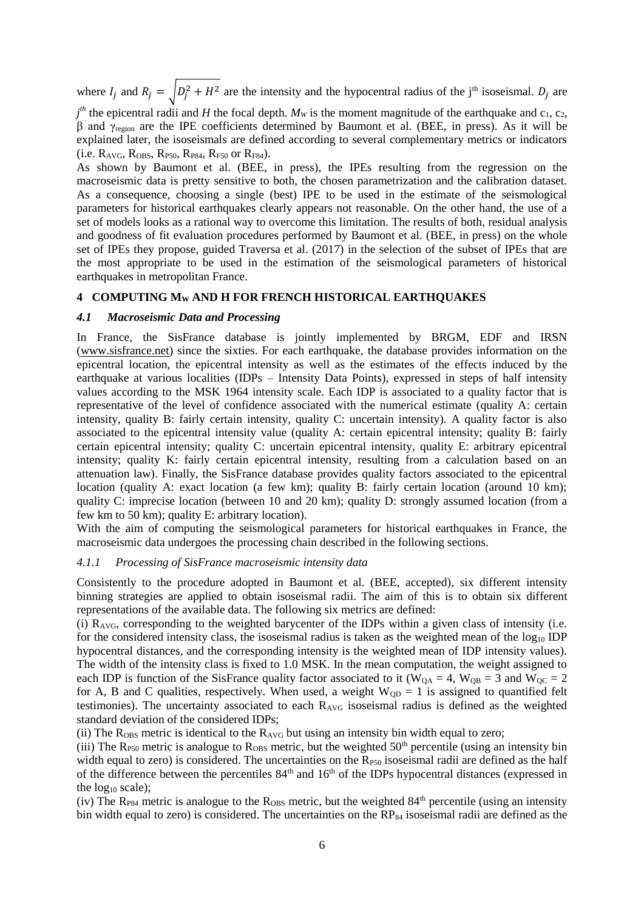where $I_j$ and $R_j = \sqrt{D_j^2 + H^2}$ are the intensity and the hypocentral radius of the j[th] isoseismal. $D_j$ are $j^{th}$ the epicentral radii and $H$ the focal depth. $M_W$ is the moment magnitude of the earthquake and $c_1$, $c_2$, $\beta$ and $\gamma_{region}$ are the IPE coefficients determined by Baumont et al. (BEE, in press). As it will be explained later, the isoseismals are defined according to several complementary metrics or indicators (i.e. $R_{AVG}$, $R_{OBS}$, $R_{P50}$, $R_{P84}$, $R_{F50}$ or $R_{F84}$).

As shown by Baumont et al. (BEE, in press), the IPEs resulting from the regression on the macroseismic data is pretty sensitive to both, the chosen parametrization and the calibration dataset. As a consequence, choosing a single (best) IPE to be used in the estimate of the seismological parameters for historical earthquakes clearly appears not reasonable. On the other hand, the use of a set of models looks as a rational way to overcome this limitation. The results of both, residual analysis and goodness of fit evaluation procedures performed by Baumont et al. (BEE, in press) on the whole set of IPEs they propose, guided Traversa et al. (2017) in the selection of the subset of IPEs that are the most appropriate to be used in the estimation of the seismological parameters of historical earthquakes in metropolitan France.

## 4 COMPUTING $M_W$ AND H FOR FRENCH HISTORICAL EARTHQUAKES

### *4.1 Macroseismic Data and Processing*

In France, the SisFrance database is jointly implemented by BRGM, EDF and IRSN (www.sisfrance.net) since the sixties. For each earthquake, the database provides information on the epicentral location, the epicentral intensity as well as the estimates of the effects induced by the earthquake at various localities (IDPs – Intensity Data Points), expressed in steps of half intensity values according to the MSK 1964 intensity scale. Each IDP is associated to a quality factor that is representative of the level of confidence associated with the numerical estimate (quality A: certain intensity, quality B: fairly certain intensity, quality C: uncertain intensity). A quality factor is also associated to the epicentral intensity value (quality A: certain epicentral intensity; quality B: fairly certain epicentral intensity; quality C: uncertain epicentral intensity, quality E: arbitrary epicentral intensity; quality K: fairly certain epicentral intensity, resulting from a calculation based on an attenuation law). Finally, the SisFrance database provides quality factors associated to the epicentral location (quality A: exact location (a few km); quality B: fairly certain location (around 10 km); quality C: imprecise location (between 10 and 20 km); quality D: strongly assumed location (from a few km to 50 km); quality E: arbitrary location).

With the aim of computing the seismological parameters for historical earthquakes in France, the macroseismic data undergoes the processing chain described in the following sections.

#### *4.1.1 Processing of SisFrance macroseismic intensity data*

Consistently to the procedure adopted in Baumont et al. (BEE, accepted), six different intensity binning strategies are applied to obtain isoseismal radii. The aim of this is to obtain six different representations of the available data. The following six metrics are defined:

(i) $R_{AVG}$, corresponding to the weighted barycenter of the IDPs within a given class of intensity (i.e. for the considered intensity class, the isoseismal radius is taken as the weighted mean of the $\log_{10}$ IDP hypocentral distances, and the corresponding intensity is the weighted mean of IDP intensity values). The width of the intensity class is fixed to 1.0 MSK. In the mean computation, the weight assigned to each IDP is function of the SisFrance quality factor associated to it ($W_{QA} = 4$, $W_{QB} = 3$ and $W_{QC} = 2$ for A, B and C qualities, respectively. When used, a weight $W_{QD} = 1$ is assigned to quantified felt testimonies). The uncertainty associated to each $R_{AVG}$ isoseismal radius is defined as the weighted standard deviation of the considered IDPs;

(ii) The $R_{OBS}$ metric is identical to the $R_{AVG}$ but using an intensity bin width equal to zero;

(iii) The $R_{P50}$ metric is analogue to $R_{OBS}$ metric, but the weighted 50[th] percentile (using an intensity bin width equal to zero) is considered. The uncertainties on the $R_{P50}$ isoseismal radii are defined as the half of the difference between the percentiles 84[th] and 16[th] of the IDPs hypocentral distances (expressed in the $\log_{10}$ scale);

(iv) The $R_{P84}$ metric is analogue to the $R_{OBS}$ metric, but the weighted 84[th] percentile (using an intensity bin width equal to zero) is considered. The uncertainties on the $RP_{84}$ isoseismal radii are defined as the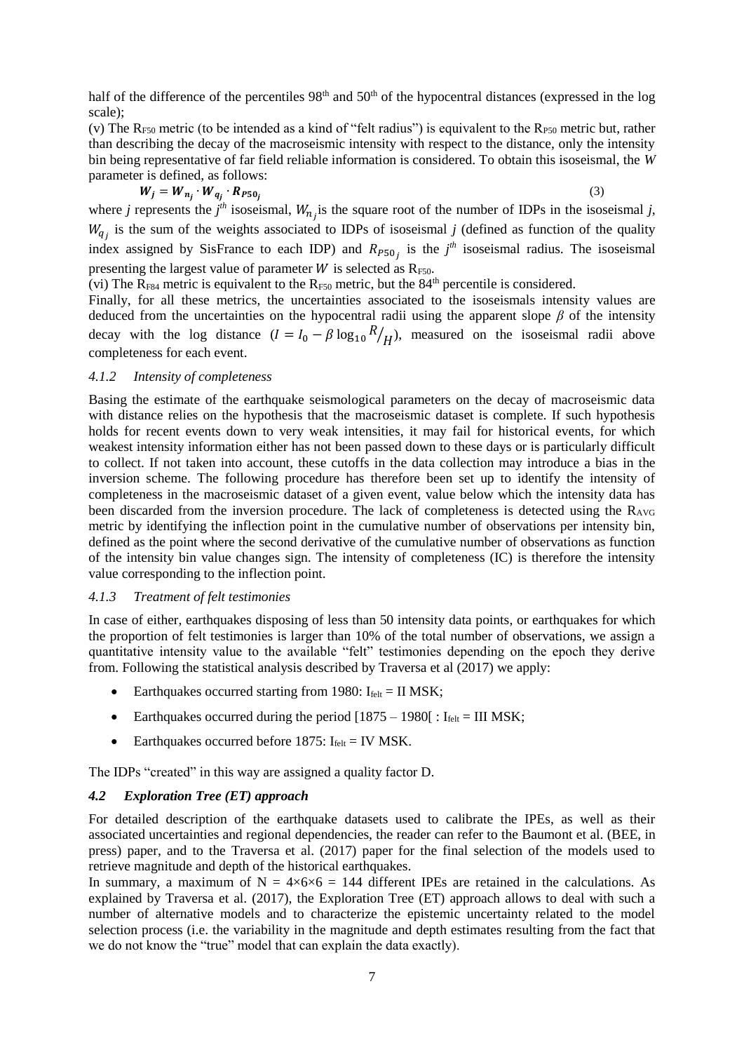half of the difference of the percentiles 98[th] and 50[th] of the hypocentral distances (expressed in the log scale);

(v) The $R_{F50}$ metric (to be intended as a kind of "felt radius") is equivalent to the $R_{P50}$ metric but, rather than describing the decay of the macroseismic intensity with respect to the distance, only the intensity bin being representative of far field reliable information is considered. To obtain this isoseismal, the $W$ parameter is defined, as follows:

$$\boldsymbol{W_j = W_{n_j} \cdot W_{q_j} \cdot R_{P50_j}} \tag{3}$$

where $j$ represents the $j^{th}$ isoseismal, $W_{n_j}$ is the square root of the number of IDPs in the isoseismal $j$, $W_{q_j}$ is the sum of the weights associated to IDPs of isoseismal $j$ (defined as function of the quality index assigned by SisFrance to each IDP) and $R_{P50_j}$ is the $j^{th}$ isoseismal radius. The isoseismal presenting the largest value of parameter $W$ is selected as $R_{F50}$.

(vi) The $R_{F84}$ metric is equivalent to the $R_{F50}$ metric, but the 84[th] percentile is considered.

Finally, for all these metrics, the uncertainties associated to the isoseismals intensity values are deduced from the uncertainties on the hypocentral radii using the apparent slope $\beta$ of the intensity decay with the log distance ($I = I_0 - \beta \log_{10} R/_{H}$), measured on the isoseismal radii above completeness for each event.

#### *4.1.2 Intensity of completeness*

Basing the estimate of the earthquake seismological parameters on the decay of macroseismic data with distance relies on the hypothesis that the macroseismic dataset is complete. If such hypothesis holds for recent events down to very weak intensities, it may fail for historical events, for which weakest intensity information either has not been passed down to these days or is particularly difficult to collect. If not taken into account, these cutoffs in the data collection may introduce a bias in the inversion scheme. The following procedure has therefore been set up to identify the intensity of completeness in the macroseismic dataset of a given event, value below which the intensity data has been discarded from the inversion procedure. The lack of completeness is detected using the $R_{AVG}$ metric by identifying the inflection point in the cumulative number of observations per intensity bin, defined as the point where the second derivative of the cumulative number of observations as function of the intensity bin value changes sign. The intensity of completeness (IC) is therefore the intensity value corresponding to the inflection point.

#### *4.1.3 Treatment of felt testimonies*

In case of either, earthquakes disposing of less than 50 intensity data points, or earthquakes for which the proportion of felt testimonies is larger than 10% of the total number of observations, we assign a quantitative intensity value to the available "felt" testimonies depending on the epoch they derive from. Following the statistical analysis described by Traversa et al (2017) we apply:

- Earthquakes occurred starting from 1980: $I_{felt}$ = II MSK;
- Earthquakes occurred during the period [1875 – 1980[ : $I_{felt}$ = III MSK;
- Earthquakes occurred before 1875: $I_{felt}$ = IV MSK.

The IDPs "created" in this way are assigned a quality factor D.

### *4.2 Exploration Tree (ET) approach*

For detailed description of the earthquake datasets used to calibrate the IPEs, as well as their associated uncertainties and regional dependencies, the reader can refer to the Baumont et al. (BEE, in press) paper, and to the Traversa et al. (2017) paper for the final selection of the models used to retrieve magnitude and depth of the historical earthquakes.

In summary, a maximum of N = 4×6×6 = 144 different IPEs are retained in the calculations. As explained by Traversa et al. (2017), the Exploration Tree (ET) approach allows to deal with such a number of alternative models and to characterize the epistemic uncertainty related to the model selection process (i.e. the variability in the magnitude and depth estimates resulting from the fact that we do not know the "true" model that can explain the data exactly).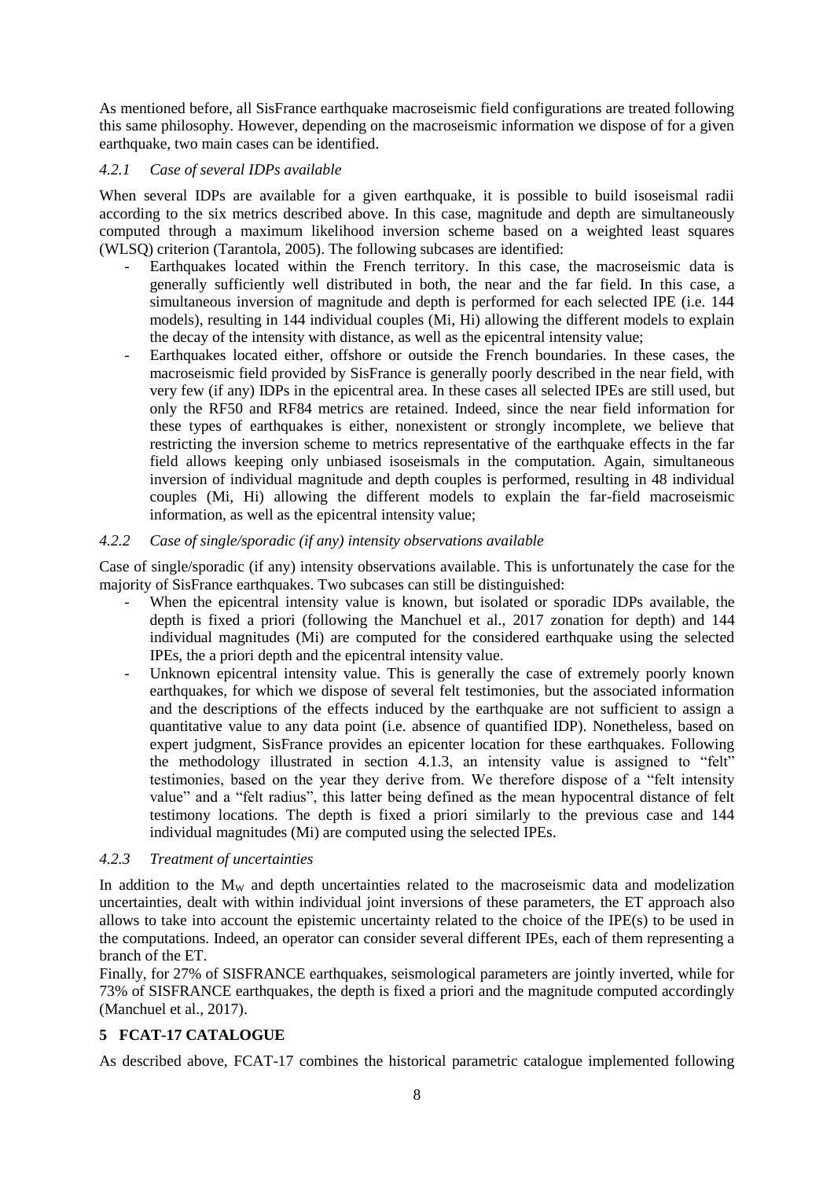As mentioned before, all SisFrance earthquake macroseismic field configurations are treated following this same philosophy. However, depending on the macroseismic information we dispose of for a given earthquake, two main cases can be identified.

#### *4.2.1 Case of several IDPs available*

When several IDPs are available for a given earthquake, it is possible to build isoseismal radii according to the six metrics described above. In this case, magnitude and depth are simultaneously computed through a maximum likelihood inversion scheme based on a weighted least squares (WLSQ) criterion (Tarantola, 2005). The following subcases are identified:

- Earthquakes located within the French territory. In this case, the macroseismic data is generally sufficiently well distributed in both, the near and the far field. In this case, a simultaneous inversion of magnitude and depth is performed for each selected IPE (i.e. 144 models), resulting in 144 individual couples (Mi, Hi) allowing the different models to explain the decay of the intensity with distance, as well as the epicentral intensity value;
- Earthquakes located either, offshore or outside the French boundaries. In these cases, the macroseismic field provided by SisFrance is generally poorly described in the near field, with very few (if any) IDPs in the epicentral area. In these cases all selected IPEs are still used, but only the RF50 and RF84 metrics are retained. Indeed, since the near field information for these types of earthquakes is either, nonexistent or strongly incomplete, we believe that restricting the inversion scheme to metrics representative of the earthquake effects in the far field allows keeping only unbiased isoseismals in the computation. Again, simultaneous inversion of individual magnitude and depth couples is performed, resulting in 48 individual couples (Mi, Hi) allowing the different models to explain the far-field macroseismic information, as well as the epicentral intensity value;

#### *4.2.2 Case of single/sporadic (if any) intensity observations available*

Case of single/sporadic (if any) intensity observations available. This is unfortunately the case for the majority of SisFrance earthquakes. Two subcases can still be distinguished:

- When the epicentral intensity value is known, but isolated or sporadic IDPs available, the depth is fixed a priori (following the Manchuel et al., 2017 zonation for depth) and 144 individual magnitudes (Mi) are computed for the considered earthquake using the selected IPEs, the a priori depth and the epicentral intensity value.
- Unknown epicentral intensity value. This is generally the case of extremely poorly known earthquakes, for which we dispose of several felt testimonies, but the associated information and the descriptions of the effects induced by the earthquake are not sufficient to assign a quantitative value to any data point (i.e. absence of quantified IDP). Nonetheless, based on expert judgment, SisFrance provides an epicenter location for these earthquakes. Following the methodology illustrated in section 4.1.3, an intensity value is assigned to "felt" testimonies, based on the year they derive from. We therefore dispose of a "felt intensity value" and a "felt radius", this latter being defined as the mean hypocentral distance of felt testimony locations. The depth is fixed a priori similarly to the previous case and 144 individual magnitudes (Mi) are computed using the selected IPEs.

#### *4.2.3 Treatment of uncertainties*

In addition to the $M_W$ and depth uncertainties related to the macroseismic data and modelization uncertainties, dealt with within individual joint inversions of these parameters, the ET approach also allows to take into account the epistemic uncertainty related to the choice of the IPE(s) to be used in the computations. Indeed, an operator can consider several different IPEs, each of them representing a branch of the ET.

Finally, for 27% of SISFRANCE earthquakes, seismological parameters are jointly inverted, while for 73% of SISFRANCE earthquakes, the depth is fixed a priori and the magnitude computed accordingly (Manchuel et al., 2017).

## 5 FCAT-17 CATALOGUE

As described above, FCAT-17 combines the historical parametric catalogue implemented following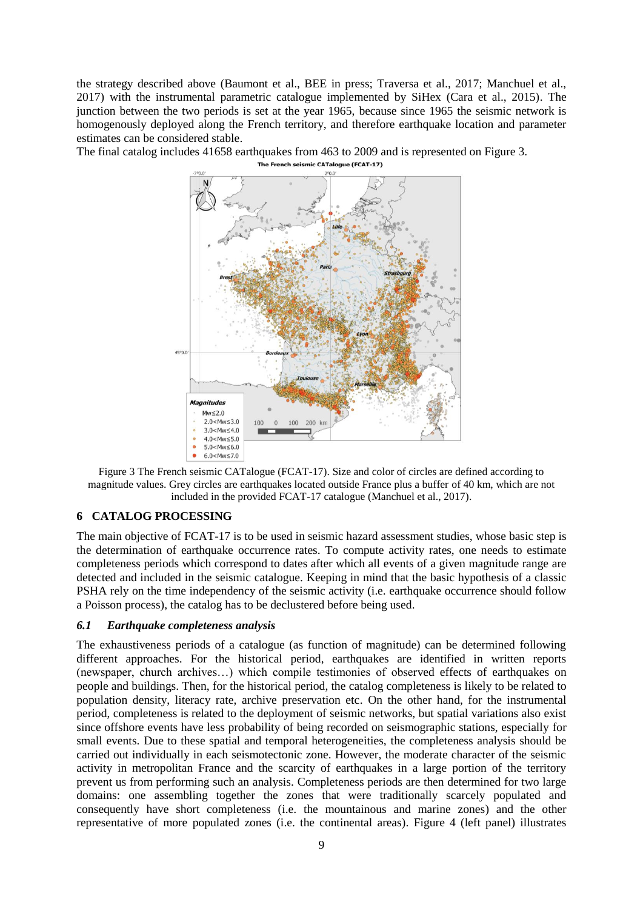the strategy described above (Baumont et al., BEE in press; Traversa et al., 2017; Manchuel et al., 2017) with the instrumental parametric catalogue implemented by SiHex (Cara et al., 2015). The junction between the two periods is set at the year 1965, because since 1965 the seismic network is homogenously deployed along the French territory, and therefore earthquake location and parameter estimates can be considered stable.

The final catalog includes 41658 earthquakes from 463 to 2009 and is represented on Figure 3.

Figure 3 The French seismic CATalogue (FCAT-17). Size and color of circles are defined according to magnitude values. Grey circles are earthquakes located outside France plus a buffer of 40 km, which are not included in the provided FCAT-17 catalogue (Manchuel et al., 2017).

## 6 CATALOG PROCESSING

The main objective of FCAT-17 is to be used in seismic hazard assessment studies, whose basic step is the determination of earthquake occurrence rates. To compute activity rates, one needs to estimate completeness periods which correspond to dates after which all events of a given magnitude range are detected and included in the seismic catalogue. Keeping in mind that the basic hypothesis of a classic PSHA rely on the time independency of the seismic activity (i.e. earthquake occurrence should follow a Poisson process), the catalog has to be declustered before being used.

### *6.1 Earthquake completeness analysis*

The exhaustiveness periods of a catalogue (as function of magnitude) can be determined following different approaches. For the historical period, earthquakes are identified in written reports (newspaper, church archives…) which compile testimonies of observed effects of earthquakes on people and buildings. Then, for the historical period, the catalog completeness is likely to be related to population density, literacy rate, archive preservation etc. On the other hand, for the instrumental period, completeness is related to the deployment of seismic networks, but spatial variations also exist since offshore events have less probability of being recorded on seismographic stations, especially for small events. Due to these spatial and temporal heterogeneities, the completeness analysis should be carried out individually in each seismotectonic zone. However, the moderate character of the seismic activity in metropolitan France and the scarcity of earthquakes in a large portion of the territory prevent us from performing such an analysis. Completeness periods are then determined for two large domains: one assembling together the zones that were traditionally scarcely populated and consequently have short completeness (i.e. the mountainous and marine zones) and the other representative of more populated zones (i.e. the continental areas). Figure 4 (left panel) illustrates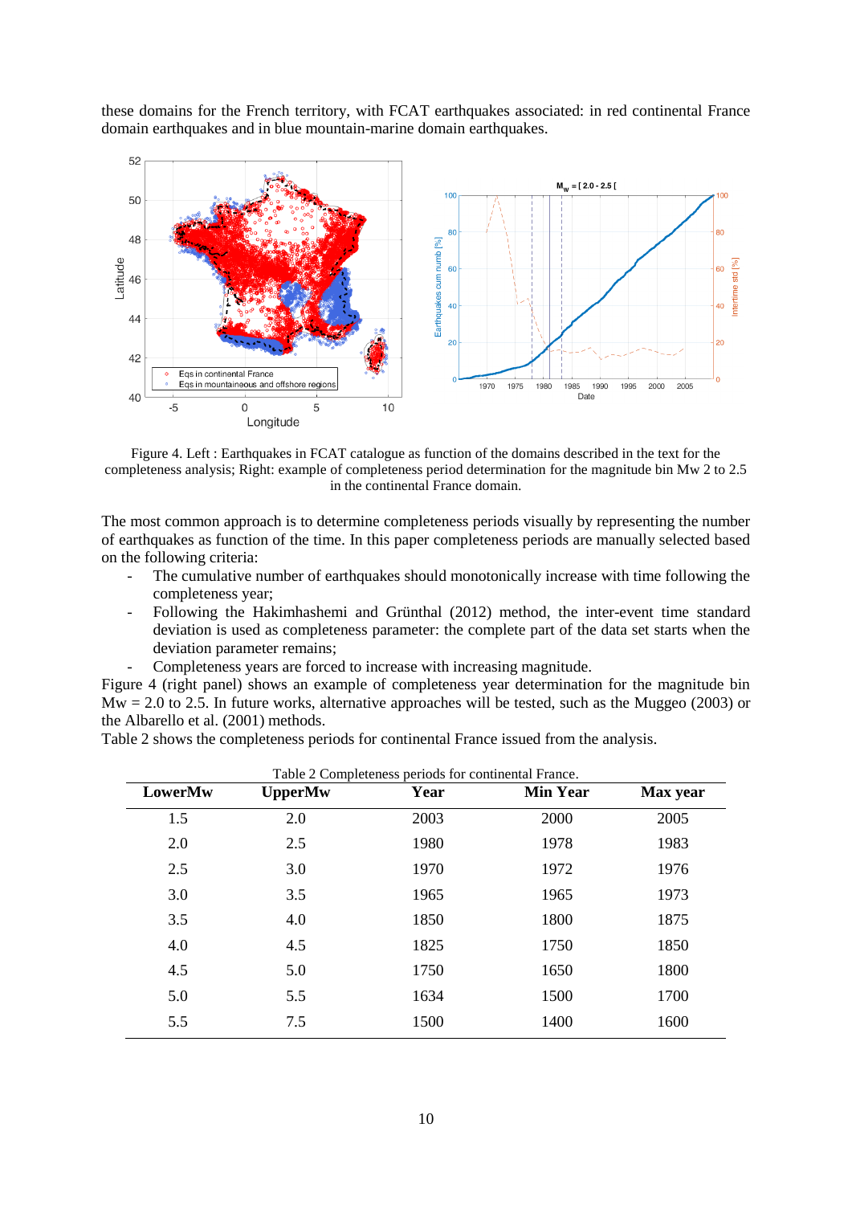these domains for the French territory, with FCAT earthquakes associated: in red continental France domain earthquakes and in blue mountain-marine domain earthquakes.

Figure 4. Left : Earthquakes in FCAT catalogue as function of the domains described in the text for the completeness analysis; Right: example of completeness period determination for the magnitude bin Mw 2 to 2.5 in the continental France domain.

The most common approach is to determine completeness periods visually by representing the number of earthquakes as function of the time. In this paper completeness periods are manually selected based on the following criteria:

- The cumulative number of earthquakes should monotonically increase with time following the completeness year;
- Following the Hakimhashemi and Grünthal (2012) method, the inter-event time standard deviation is used as completeness parameter: the complete part of the data set starts when the deviation parameter remains;
- Completeness years are forced to increase with increasing magnitude.

Figure 4 (right panel) shows an example of completeness year determination for the magnitude bin Mw = 2.0 to 2.5. In future works, alternative approaches will be tested, such as the Muggeo (2003) or the Albarello et al. (2001) methods.

Table 2 shows the completeness periods for continental France issued from the analysis.

Table 2 Completeness periods for continental France.

| LowerMw | UpperMw | Year | Min Year | Max year |
|---|---|---|---|---|
| 1.5 | 2.0 | 2003 | 2000 | 2005 |
| 2.0 | 2.5 | 1980 | 1978 | 1983 |
| 2.5 | 3.0 | 1970 | 1972 | 1976 |
| 3.0 | 3.5 | 1965 | 1965 | 1973 |
| 3.5 | 4.0 | 1850 | 1800 | 1875 |
| 4.0 | 4.5 | 1825 | 1750 | 1850 |
| 4.5 | 5.0 | 1750 | 1650 | 1800 |
| 5.0 | 5.5 | 1634 | 1500 | 1700 |
| 5.5 | 7.5 | 1500 | 1400 | 1600 |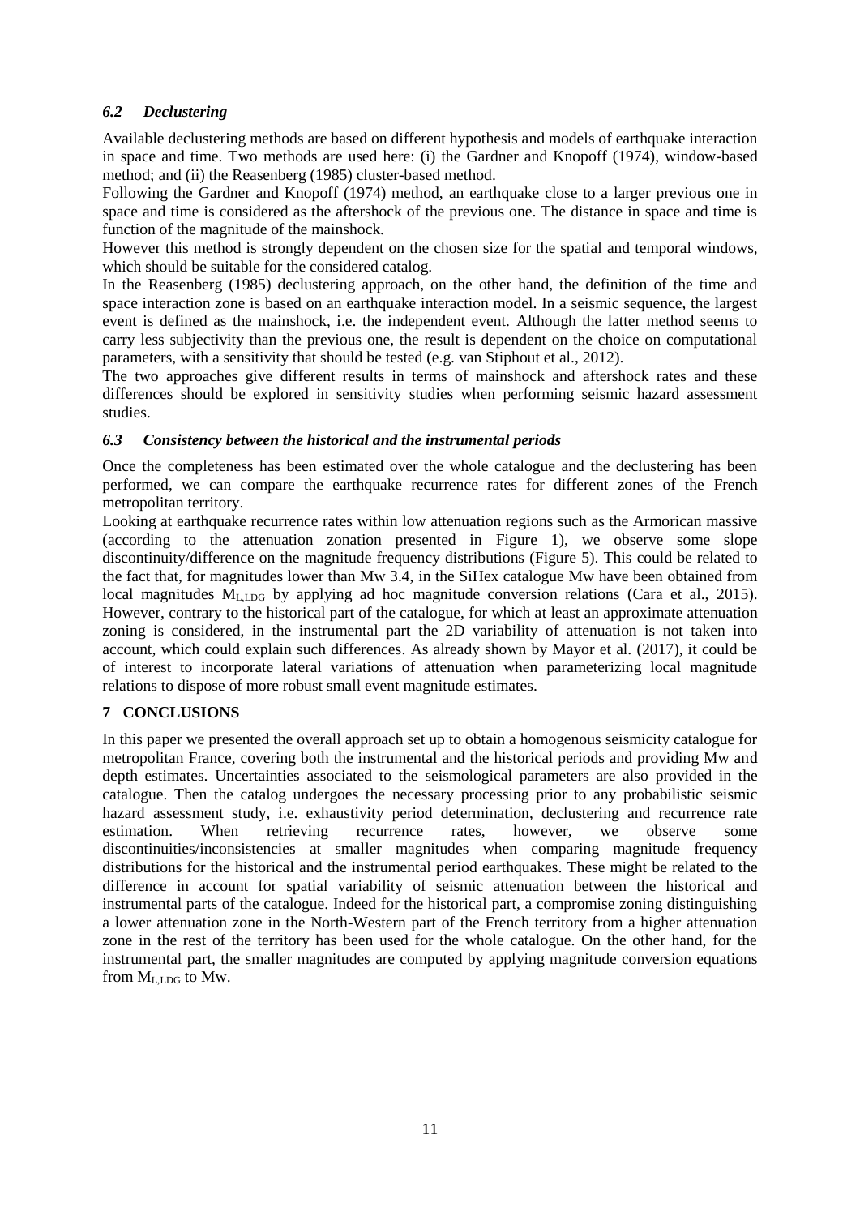### *6.2 Declustering*

Available declustering methods are based on different hypothesis and models of earthquake interaction in space and time. Two methods are used here: (i) the Gardner and Knopoff (1974), window-based method; and (ii) the Reasenberg (1985) cluster-based method.

Following the Gardner and Knopoff (1974) method, an earthquake close to a larger previous one in space and time is considered as the aftershock of the previous one. The distance in space and time is function of the magnitude of the mainshock.

However this method is strongly dependent on the chosen size for the spatial and temporal windows, which should be suitable for the considered catalog.

In the Reasenberg (1985) declustering approach, on the other hand, the definition of the time and space interaction zone is based on an earthquake interaction model. In a seismic sequence, the largest event is defined as the mainshock, i.e. the independent event. Although the latter method seems to carry less subjectivity than the previous one, the result is dependent on the choice on computational parameters, with a sensitivity that should be tested (e.g. van Stiphout et al., 2012).

The two approaches give different results in terms of mainshock and aftershock rates and these differences should be explored in sensitivity studies when performing seismic hazard assessment studies.

### *6.3 Consistency between the historical and the instrumental periods*

Once the completeness has been estimated over the whole catalogue and the declustering has been performed, we can compare the earthquake recurrence rates for different zones of the French metropolitan territory.

Looking at earthquake recurrence rates within low attenuation regions such as the Armorican massive (according to the attenuation zonation presented in Figure 1), we observe some slope discontinuity/difference on the magnitude frequency distributions (Figure 5). This could be related to the fact that, for magnitudes lower than Mw 3.4, in the SiHex catalogue Mw have been obtained from local magnitudes $M_{L,LDG}$ by applying ad hoc magnitude conversion relations (Cara et al., 2015). However, contrary to the historical part of the catalogue, for which at least an approximate attenuation zoning is considered, in the instrumental part the 2D variability of attenuation is not taken into account, which could explain such differences. As already shown by Mayor et al. (2017), it could be of interest to incorporate lateral variations of attenuation when parameterizing local magnitude relations to dispose of more robust small event magnitude estimates.

## 7 CONCLUSIONS

In this paper we presented the overall approach set up to obtain a homogenous seismicity catalogue for metropolitan France, covering both the instrumental and the historical periods and providing Mw and depth estimates. Uncertainties associated to the seismological parameters are also provided in the catalogue. Then the catalog undergoes the necessary processing prior to any probabilistic seismic hazard assessment study, i.e. exhaustivity period determination, declustering and recurrence rate estimation. When retrieving recurrence rates, however, we observe some discontinuities/inconsistencies at smaller magnitudes when comparing magnitude frequency distributions for the historical and the instrumental period earthquakes. These might be related to the difference in account for spatial variability of seismic attenuation between the historical and instrumental parts of the catalogue. Indeed for the historical part, a compromise zoning distinguishing a lower attenuation zone in the North-Western part of the French territory from a higher attenuation zone in the rest of the territory has been used for the whole catalogue. On the other hand, for the instrumental part, the smaller magnitudes are computed by applying magnitude conversion equations from $M_{L,LDG}$ to Mw.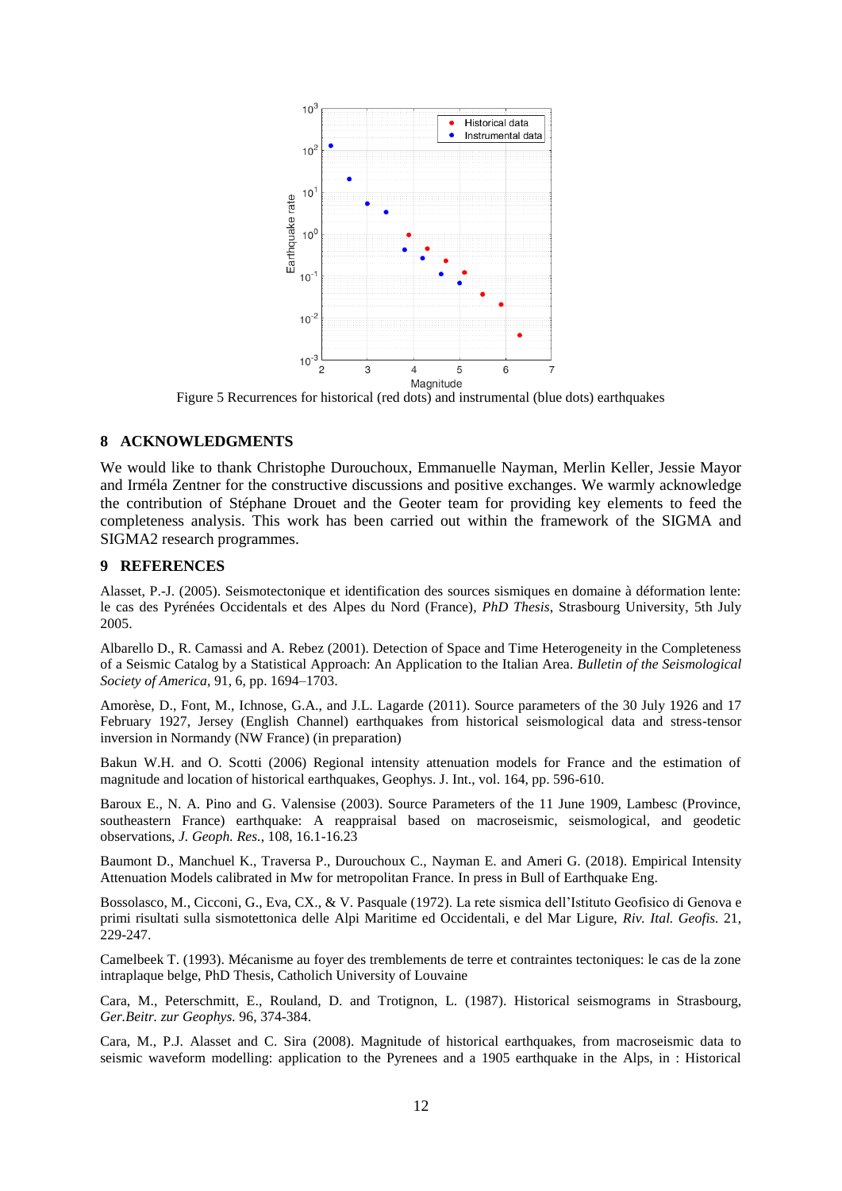Figure 5 Recurrences for historical (red dots) and instrumental (blue dots) earthquakes

## 8 ACKNOWLEDGMENTS

We would like to thank Christophe Durouchoux, Emmanuelle Nayman, Merlin Keller, Jessie Mayor and Irméla Zentner for the constructive discussions and positive exchanges. We warmly acknowledge the contribution of Stéphane Drouet and the Geoter team for providing key elements to feed the completeness analysis. This work has been carried out within the framework of the SIGMA and SIGMA2 research programmes.

## 9 REFERENCES

Alasset, P.-J. (2005). Seismotectonique et identification des sources sismiques en domaine à déformation lente: le cas des Pyrénées Occidentals et des Alpes du Nord (France), *PhD Thesis*, Strasbourg University, 5th July 2005.

Albarello D., R. Camassi and A. Rebez (2001). Detection of Space and Time Heterogeneity in the Completeness of a Seismic Catalog by a Statistical Approach: An Application to the Italian Area. *Bulletin of the Seismological Society of America*, 91, 6, pp. 1694–1703.

Amorèse, D., Font, M., Ichnose, G.A., and J.L. Lagarde (2011). Source parameters of the 30 July 1926 and 17 February 1927, Jersey (English Channel) earthquakes from historical seismological data and stress-tensor inversion in Normandy (NW France) (in preparation)

Bakun W.H. and O. Scotti (2006) Regional intensity attenuation models for France and the estimation of magnitude and location of historical earthquakes, Geophys. J. Int., vol. 164, pp. 596-610.

Baroux E., N. A. Pino and G. Valensise (2003). Source Parameters of the 11 June 1909, Lambesc (Province, southeastern France) earthquake: A reappraisal based on macroseismic, seismological, and geodetic observations, *J. Geoph. Res.*, 108, 16.1-16.23

Baumont D., Manchuel K., Traversa P., Durouchoux C., Nayman E. and Ameri G. (2018). Empirical Intensity Attenuation Models calibrated in Mw for metropolitan France. In press in Bull of Earthquake Eng.

Bossolasco, M., Cicconi, G., Eva, CX., & V. Pasquale (1972). La rete sismica dell'Istituto Geofisico di Genova e primi risultati sulla sismotettonica delle Alpi Maritime ed Occidentali, e del Mar Ligure, *Riv. Ital. Geofis.* 21, 229-247.

Camelbeek T. (1993). Mécanisme au foyer des tremblements de terre et contraintes tectoniques: le cas de la zone intraplaque belge, PhD Thesis, Catholich University of Louvaine

Cara, M., Peterschmitt, E., Rouland, D. and Trotignon, L. (1987). Historical seismograms in Strasbourg, *Ger.Beitr. zur Geophys.* 96, 374-384.

Cara, M., P.J. Alasset and C. Sira (2008). Magnitude of historical earthquakes, from macroseismic data to seismic waveform modelling: application to the Pyrenees and a 1905 earthquake in the Alps, in : Historical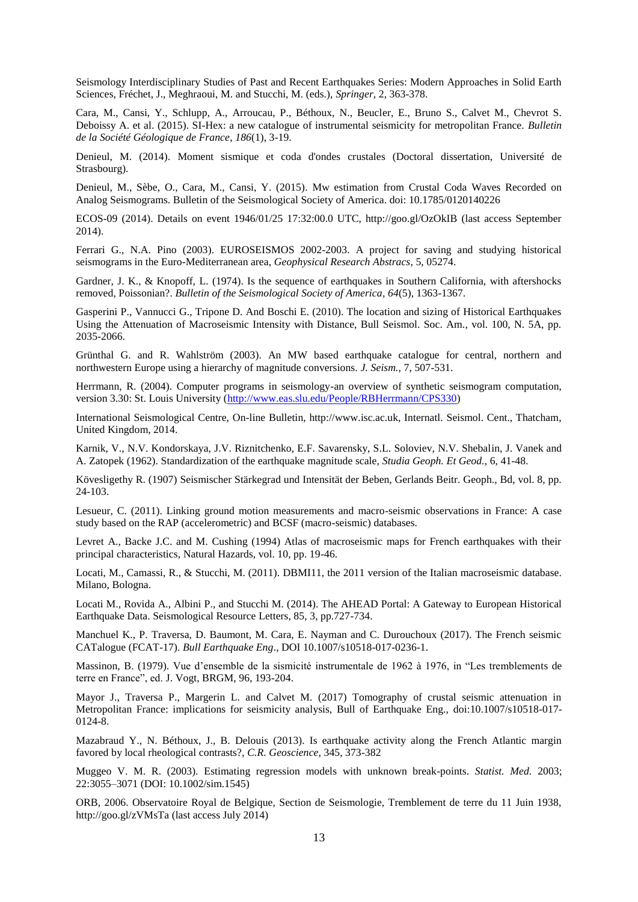Seismology Interdisciplinary Studies of Past and Recent Earthquakes Series: Modern Approaches in Solid Earth Sciences, Fréchet, J., Meghraoui, M. and Stucchi, M. (eds.), *Springer*, 2, 363-378.

Cara, M., Cansi, Y., Schlupp, A., Arroucau, P., Béthoux, N., Beucler, E., Bruno S., Calvet M., Chevrot S. Deboissy A. et al. (2015). SI-Hex: a new catalogue of instrumental seismicity for metropolitan France. *Bulletin de la Société Géologique de France*, *186*(1), 3-19.

Denieul, M. (2014). Moment sismique et coda d'ondes crustales (Doctoral dissertation, Université de Strasbourg).

Denieul, M., Sèbe, O., Cara, M., Cansi, Y. (2015). Mw estimation from Crustal Coda Waves Recorded on Analog Seismograms. Bulletin of the Seismological Society of America. doi: 10.1785/0120140226

ECOS-09 (2014). Details on event 1946/01/25 17:32:00.0 UTC, http://goo.gl/OzOkIB (last access September 2014).

Ferrari G., N.A. Pino (2003). EUROSEISMOS 2002-2003. A project for saving and studying historical seismograms in the Euro-Mediterranean area, *Geophysical Research Abstracs*, 5, 05274.

Gardner, J. K., & Knopoff, L. (1974). Is the sequence of earthquakes in Southern California, with aftershocks removed, Poissonian?. *Bulletin of the Seismological Society of America*, *64*(5), 1363-1367.

Gasperini P., Vannucci G., Tripone D. And Boschi E. (2010). The location and sizing of Historical Earthquakes Using the Attenuation of Macroseismic Intensity with Distance, Bull Seismol. Soc. Am., vol. 100, N. 5A, pp. 2035-2066.

Grünthal G. and R. Wahlström (2003). An MW based earthquake catalogue for central, northern and northwestern Europe using a hierarchy of magnitude conversions. *J. Seism.*, 7, 507-531.

Herrmann, R. (2004). Computer programs in seismology-an overview of synthetic seismogram computation, version 3.30: St. Louis University (http://www.eas.slu.edu/People/RBHerrmann/CPS330)

International Seismological Centre, On-line Bulletin, http://www.isc.ac.uk, Internatl. Seismol. Cent., Thatcham, United Kingdom, 2014.

Karnik, V., N.V. Kondorskaya, J.V. Riznitchenko, E.F. Savarensky, S.L. Soloviev, N.V. Shebalin, J. Vanek and A. Zatopek (1962). Standardization of the earthquake magnitude scale, *Studia Geoph. Et Geod.*, 6, 41-48.

Kövesligethy R. (1907) Seismischer Stärkegrad und Intensität der Beben, Gerlands Beitr. Geoph., Bd, vol. 8, pp. 24-103.

Lesueur, C. (2011). Linking ground motion measurements and macro-seismic observations in France: A case study based on the RAP (accelerometric) and BCSF (macro-seismic) databases.

Levret A., Backe J.C. and M. Cushing (1994) Atlas of macroseismic maps for French earthquakes with their principal characteristics, Natural Hazards, vol. 10, pp. 19-46.

Locati, M., Camassi, R., & Stucchi, M. (2011). DBMI11, the 2011 version of the Italian macroseismic database. Milano, Bologna.

Locati M., Rovida A., Albini P., and Stucchi M. (2014). The AHEAD Portal: A Gateway to European Historical Earthquake Data. Seismological Resource Letters, 85, 3, pp.727-734.

Manchuel K., P. Traversa, D. Baumont, M. Cara, E. Nayman and C. Durouchoux (2017). The French seismic CATalogue (FCAT-17). *Bull Earthquake Eng*., DOI 10.1007/s10518-017-0236-1.

Massinon, B. (1979). Vue d'ensemble de la sismicité instrumentale de 1962 à 1976, in "Les tremblements de terre en France", ed. J. Vogt, BRGM, 96, 193-204.

Mayor J., Traversa P., Margerin L. and Calvet M. (2017) Tomography of crustal seismic attenuation in Metropolitan France: implications for seismicity analysis, Bull of Earthquake Eng., doi:10.1007/s10518-017-0124-8.

Mazabraud Y., N. Béthoux, J., B. Delouis (2013). Is earthquake activity along the French Atlantic margin favored by local rheological contrasts?, *C.R. Geoscience*, 345, 373-382

Muggeo V. M. R. (2003). Estimating regression models with unknown break-points. *Statist. Med.* 2003; 22:3055–3071 (DOI: 10.1002/sim.1545)

ORB, 2006. Observatoire Royal de Belgique, Section de Seismologie, Tremblement de terre du 11 Juin 1938, http://goo.gl/zVMsTa (last access July 2014)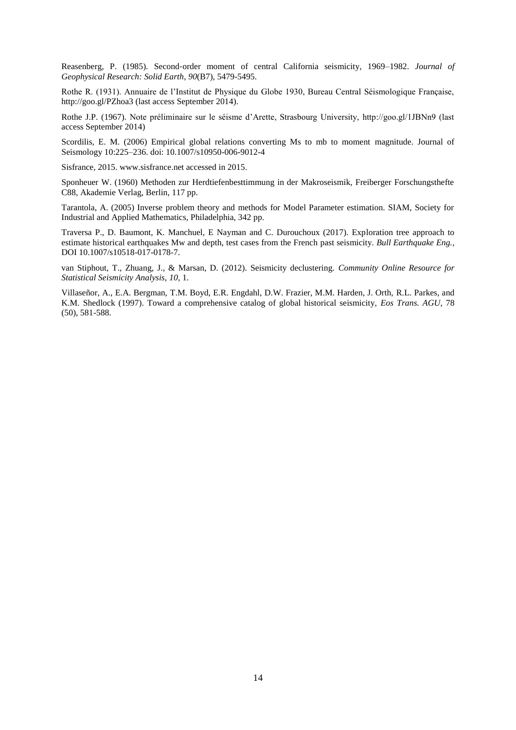Reasenberg, P. (1985). Second‐order moment of central California seismicity, 1969–1982. *Journal of Geophysical Research: Solid Earth*, *90*(B7), 5479-5495.

Rothe R. (1931). Annuaire de l'Institut de Physique du Globe 1930, Bureau Central Séismologique Française, http://goo.gl/PZhoa3 (last access September 2014).

Rothe J.P. (1967). Note préliminaire sur le séisme d'Arette, Strasbourg University, http://goo.gl/1JBNn9 (last access September 2014)

Scordilis, E. M. (2006) Empirical global relations converting Ms to mb to moment magnitude. Journal of Seismology 10:225–236. doi: 10.1007/s10950-006-9012-4

Sisfrance, 2015. www.sisfrance.net accessed in 2015.

Sponheuer W. (1960) Methoden zur Herdtiefenbesttimmung in der Makroseismik, Freiberger Forschungsthefte C88, Akademie Verlag, Berlin, 117 pp.

Tarantola, A. (2005) Inverse problem theory and methods for Model Parameter estimation. SIAM, Society for Industrial and Applied Mathematics, Philadelphia, 342 pp.

Traversa P., D. Baumont, K. Manchuel, E Nayman and C. Durouchoux (2017). Exploration tree approach to estimate historical earthquakes Mw and depth, test cases from the French past seismicity. *Bull Earthquake Eng.*, DOI 10.1007/s10518-017-0178-7.

van Stiphout, T., Zhuang, J., & Marsan, D. (2012). Seismicity declustering. *Community Online Resource for Statistical Seismicity Analysis*, *10*, 1.

Villaseñor, A., E.A. Bergman, T.M. Boyd, E.R. Engdahl, D.W. Frazier, M.M. Harden, J. Orth, R.L. Parkes, and K.M. Shedlock (1997). Toward a comprehensive catalog of global historical seismicity, *Eos Trans. AGU*, 78 (50), 581-588.